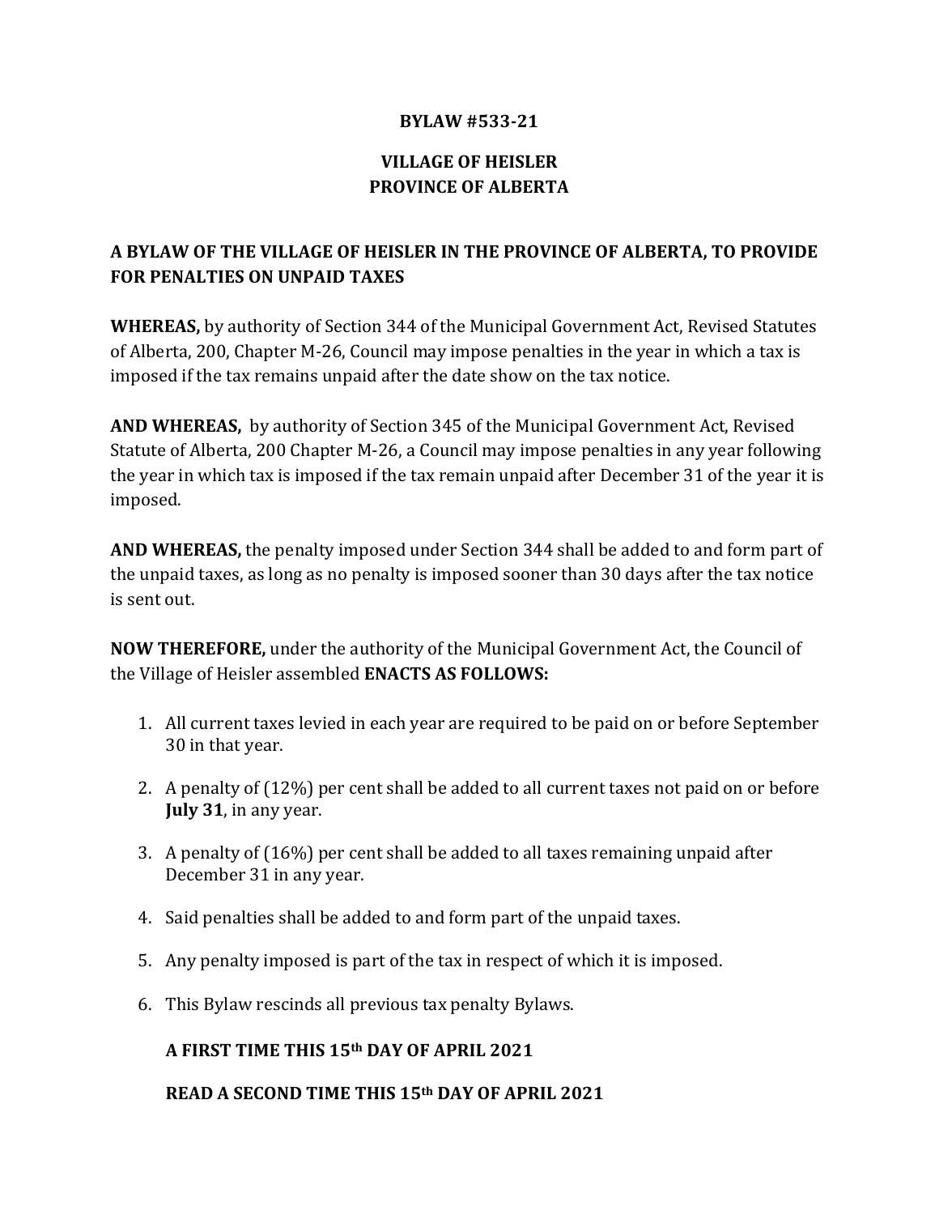**BYLAW #533-21**

**VILLAGE OF HEISLER**
**PROVINCE OF ALBERTA**

**A BYLAW OF THE VILLAGE OF HEISLER IN THE PROVINCE OF ALBERTA, TO PROVIDE FOR PENALTIES ON UNPAID TAXES**

**WHEREAS,** by authority of Section 344 of the Municipal Government Act, Revised Statutes of Alberta, 200, Chapter M-26, Council may impose penalties in the year in which a tax is imposed if the tax remains unpaid after the date show on the tax notice.

**AND WHEREAS,** by authority of Section 345 of the Municipal Government Act, Revised Statute of Alberta, 200 Chapter M-26, a Council may impose penalties in any year following the year in which tax is imposed if the tax remain unpaid after December 31 of the year it is imposed.

**AND WHEREAS,** the penalty imposed under Section 344 shall be added to and form part of the unpaid taxes, as long as no penalty is imposed sooner than 30 days after the tax notice is sent out.

**NOW THEREFORE,** under the authority of the Municipal Government Act, the Council of the Village of Heisler assembled **ENACTS AS FOLLOWS:**

1. All current taxes levied in each year are required to be paid on or before September 30 in that year.
2. A penalty of (12%) per cent shall be added to all current taxes not paid on or before **July 31**, in any year.
3. A penalty of (16%) per cent shall be added to all taxes remaining unpaid after December 31 in any year.
4. Said penalties shall be added to and form part of the unpaid taxes.
5. Any penalty imposed is part of the tax in respect of which it is imposed.
6. This Bylaw rescinds all previous tax penalty Bylaws.

**A FIRST TIME THIS 15th DAY OF APRIL 2021**

**READ A SECOND TIME THIS 15th DAY OF APRIL 2021**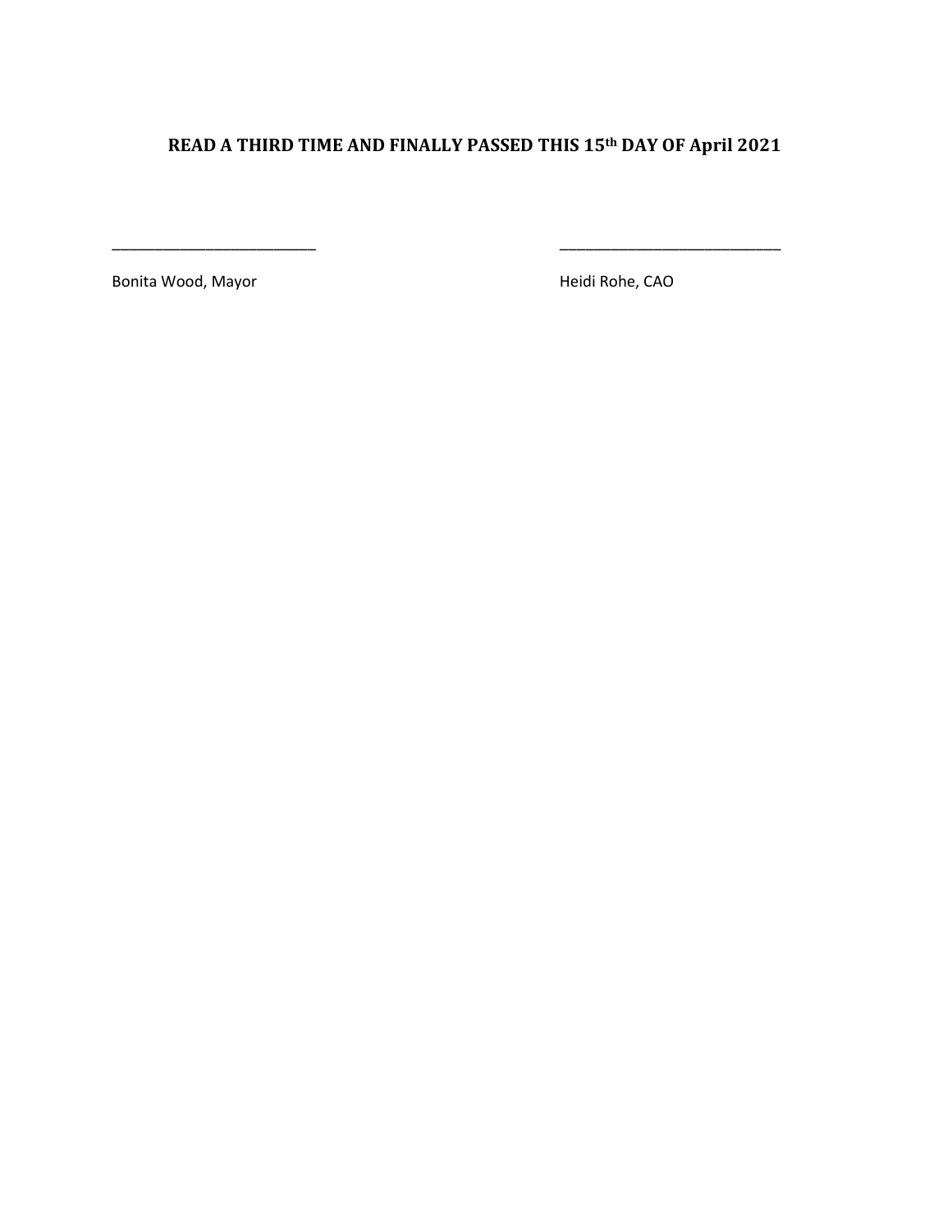**READ A THIRD TIME AND FINALLY PASSED THIS 15th DAY OF April 2021**

_________________________ _____________________________

Bonita Wood, Mayor Heidi Rohe, CAO